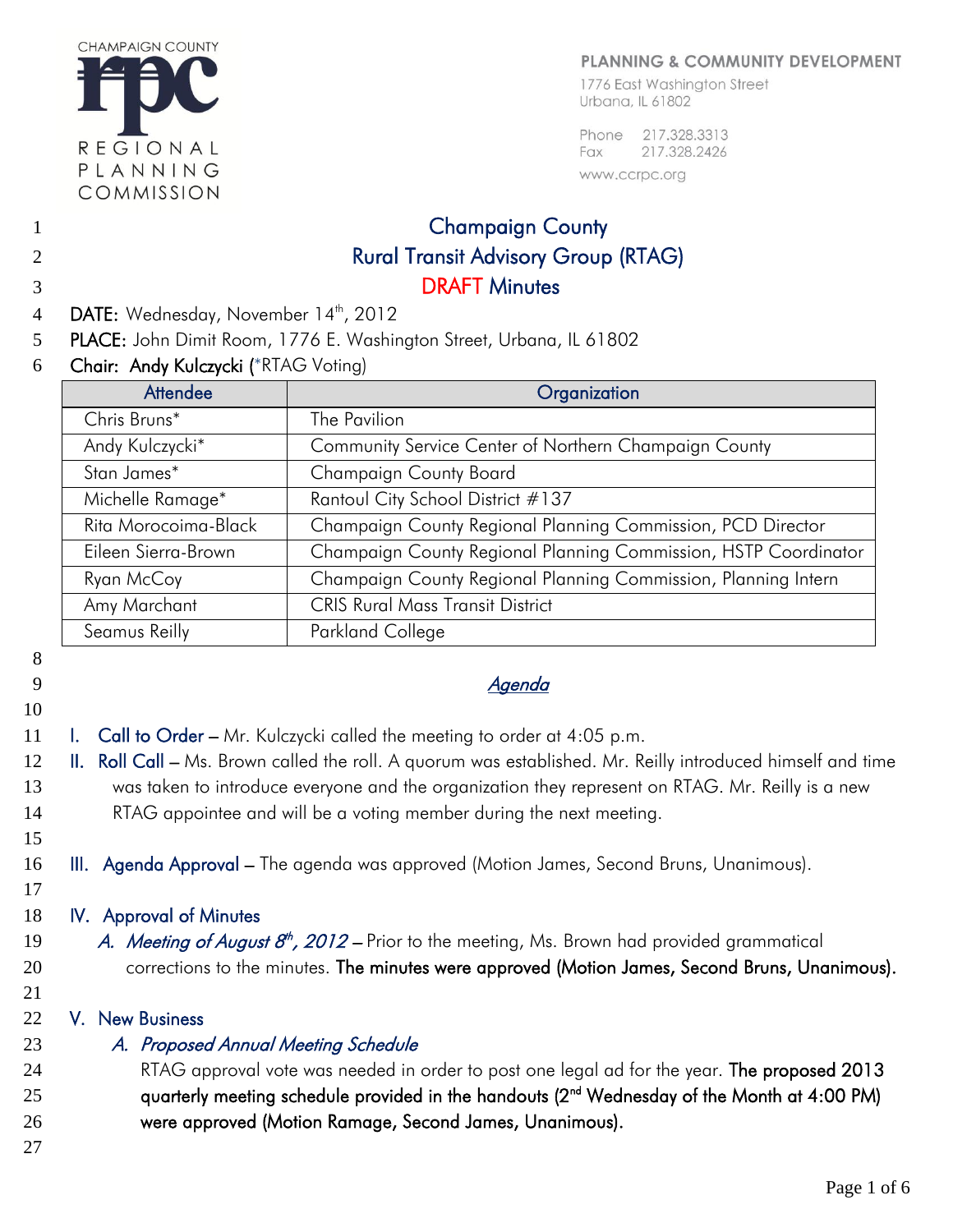CHAMPAIGN COUNTY rpc REGIONAL PLANNING COMMISSION

PLANNING & COMMUNITY DEVELOPMENT
1776 East Washington Street
Urbana, IL 61802

Phone 217.328.3313
Fax 217.328.2426
www.ccrpc.org

# Champaign County
# Rural Transit Advisory Group (RTAG)
# DRAFT Minutes

**DATE:** Wednesday, November 14th, 2012
**PLACE:** John Dimit Room, 1776 E. Washington Street, Urbana, IL 61802
**Chair: Andy Kulczycki** (*RTAG Voting)

| Attendee | Organization |
|---|---|
| Chris Bruns* | The Pavilion |
| Andy Kulczycki* | Community Service Center of Northern Champaign County |
| Stan James* | Champaign County Board |
| Michelle Ramage* | Rantoul City School District #137 |
| Rita Morocoima-Black | Champaign County Regional Planning Commission, PCD Director |
| Eileen Sierra-Brown | Champaign County Regional Planning Commission, HSTP Coordinator |
| Ryan McCoy | Champaign County Regional Planning Commission, Planning Intern |
| Amy Marchant | CRIS Rural Mass Transit District |
| Seamus Reilly | Parkland College |

## *Agenda*

I. **Call to Order** – Mr. Kulczycki called the meeting to order at 4:05 p.m.

II. **Roll Call** – Ms. Brown called the roll. A quorum was established. Mr. Reilly introduced himself and time was taken to introduce everyone and the organization they represent on RTAG. Mr. Reilly is a new RTAG appointee and will be a voting member during the next meeting.

III. **Agenda Approval** – The agenda was approved (Motion James, Second Bruns, Unanimous).

IV. **Approval of Minutes**

*A. Meeting of August 8th, 2012* – Prior to the meeting, Ms. Brown had provided grammatical corrections to the minutes. **The minutes were approved (Motion James, Second Bruns, Unanimous).**

V. **New Business**

*A. Proposed Annual Meeting Schedule*

RTAG approval vote was needed in order to post one legal ad for the year. **The proposed 2013 quarterly meeting schedule provided in the handouts (2nd Wednesday of the Month at 4:00 PM) were approved (Motion Ramage, Second James, Unanimous).**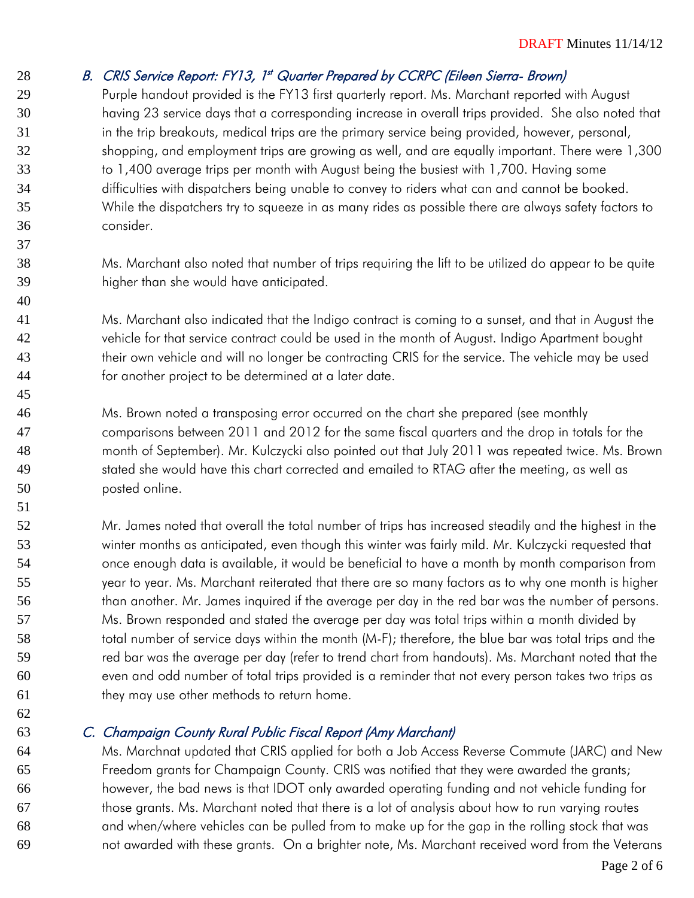### B. CRIS Service Report: FY13, 1st Quarter Prepared by CCRPC (Eileen Sierra- Brown)

Purple handout provided is the FY13 first quarterly report. Ms. Marchant reported with August having 23 service days that a corresponding increase in overall trips provided. She also noted that in the trip breakouts, medical trips are the primary service being provided, however, personal, shopping, and employment trips are growing as well, and are equally important. There were 1,300 to 1,400 average trips per month with August being the busiest with 1,700. Having some difficulties with dispatchers being unable to convey to riders what can and cannot be booked. While the dispatchers try to squeeze in as many rides as possible there are always safety factors to consider.

Ms. Marchant also noted that number of trips requiring the lift to be utilized do appear to be quite higher than she would have anticipated.

Ms. Marchant also indicated that the Indigo contract is coming to a sunset, and that in August the vehicle for that service contract could be used in the month of August. Indigo Apartment bought their own vehicle and will no longer be contracting CRIS for the service. The vehicle may be used for another project to be determined at a later date.

Ms. Brown noted a transposing error occurred on the chart she prepared (see monthly comparisons between 2011 and 2012 for the same fiscal quarters and the drop in totals for the month of September). Mr. Kulczycki also pointed out that July 2011 was repeated twice. Ms. Brown stated she would have this chart corrected and emailed to RTAG after the meeting, as well as posted online.

Mr. James noted that overall the total number of trips has increased steadily and the highest in the winter months as anticipated, even though this winter was fairly mild. Mr. Kulczycki requested that once enough data is available, it would be beneficial to have a month by month comparison from year to year. Ms. Marchant reiterated that there are so many factors as to why one month is higher than another. Mr. James inquired if the average per day in the red bar was the number of persons. Ms. Brown responded and stated the average per day was total trips within a month divided by total number of service days within the month (M-F); therefore, the blue bar was total trips and the red bar was the average per day (refer to trend chart from handouts). Ms. Marchant noted that the even and odd number of total trips provided is a reminder that not every person takes two trips as they may use other methods to return home.

### C. Champaign County Rural Public Fiscal Report (Amy Marchant)

Ms. Marchnat updated that CRIS applied for both a Job Access Reverse Commute (JARC) and New Freedom grants for Champaign County. CRIS was notified that they were awarded the grants; however, the bad news is that IDOT only awarded operating funding and not vehicle funding for those grants. Ms. Marchant noted that there is a lot of analysis about how to run varying routes and when/where vehicles can be pulled from to make up for the gap in the rolling stock that was not awarded with these grants. On a brighter note, Ms. Marchant received word from the Veterans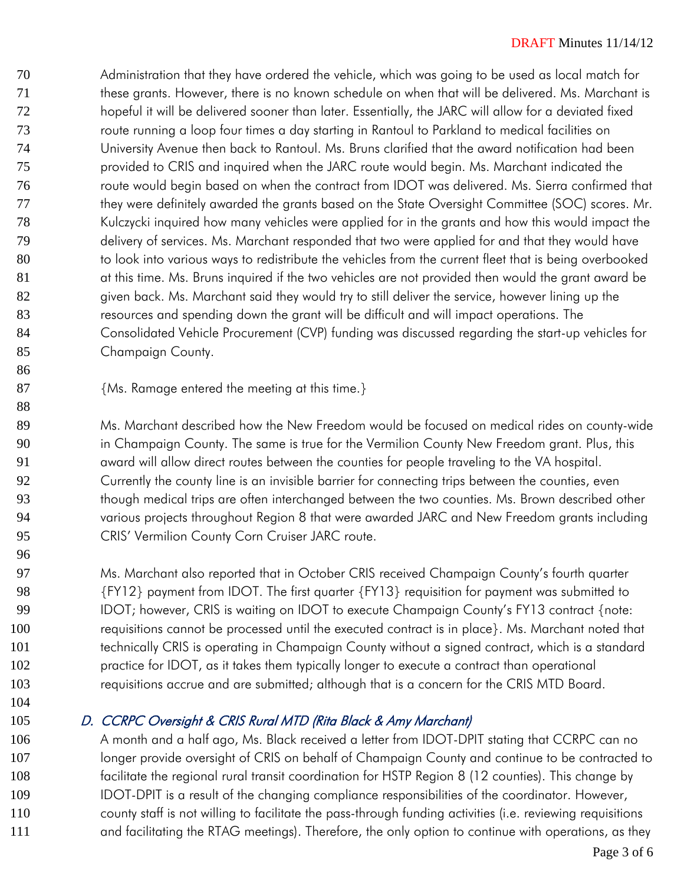Administration that they have ordered the vehicle, which was going to be used as local match for these grants. However, there is no known schedule on when that will be delivered. Ms. Marchant is hopeful it will be delivered sooner than later. Essentially, the JARC will allow for a deviated fixed route running a loop four times a day starting in Rantoul to Parkland to medical facilities on University Avenue then back to Rantoul. Ms. Bruns clarified that the award notification had been provided to CRIS and inquired when the JARC route would begin. Ms. Marchant indicated the route would begin based on when the contract from IDOT was delivered. Ms. Sierra confirmed that they were definitely awarded the grants based on the State Oversight Committee (SOC) scores. Mr. Kulczycki inquired how many vehicles were applied for in the grants and how this would impact the delivery of services. Ms. Marchant responded that two were applied for and that they would have to look into various ways to redistribute the vehicles from the current fleet that is being overbooked at this time. Ms. Bruns inquired if the two vehicles are not provided then would the grant award be given back. Ms. Marchant said they would try to still deliver the service, however lining up the resources and spending down the grant will be difficult and will impact operations. The Consolidated Vehicle Procurement (CVP) funding was discussed regarding the start-up vehicles for Champaign County.

{Ms. Ramage entered the meeting at this time.}

Ms. Marchant described how the New Freedom would be focused on medical rides on county-wide in Champaign County. The same is true for the Vermilion County New Freedom grant. Plus, this award will allow direct routes between the counties for people traveling to the VA hospital. Currently the county line is an invisible barrier for connecting trips between the counties, even though medical trips are often interchanged between the two counties. Ms. Brown described other various projects throughout Region 8 that were awarded JARC and New Freedom grants including CRIS' Vermilion County Corn Cruiser JARC route.

Ms. Marchant also reported that in October CRIS received Champaign County's fourth quarter {FY12} payment from IDOT. The first quarter {FY13} requisition for payment was submitted to IDOT; however, CRIS is waiting on IDOT to execute Champaign County's FY13 contract {note: requisitions cannot be processed until the executed contract is in place}. Ms. Marchant noted that technically CRIS is operating in Champaign County without a signed contract, which is a standard practice for IDOT, as it takes them typically longer to execute a contract than operational requisitions accrue and are submitted; although that is a concern for the CRIS MTD Board.

### *D. CCRPC Oversight & CRIS Rural MTD (Rita Black & Amy Marchant)*

A month and a half ago, Ms. Black received a letter from IDOT-DPIT stating that CCRPC can no longer provide oversight of CRIS on behalf of Champaign County and continue to be contracted to facilitate the regional rural transit coordination for HSTP Region 8 (12 counties). This change by IDOT-DPIT is a result of the changing compliance responsibilities of the coordinator. However, county staff is not willing to facilitate the pass-through funding activities (i.e. reviewing requisitions and facilitating the RTAG meetings). Therefore, the only option to continue with operations, as they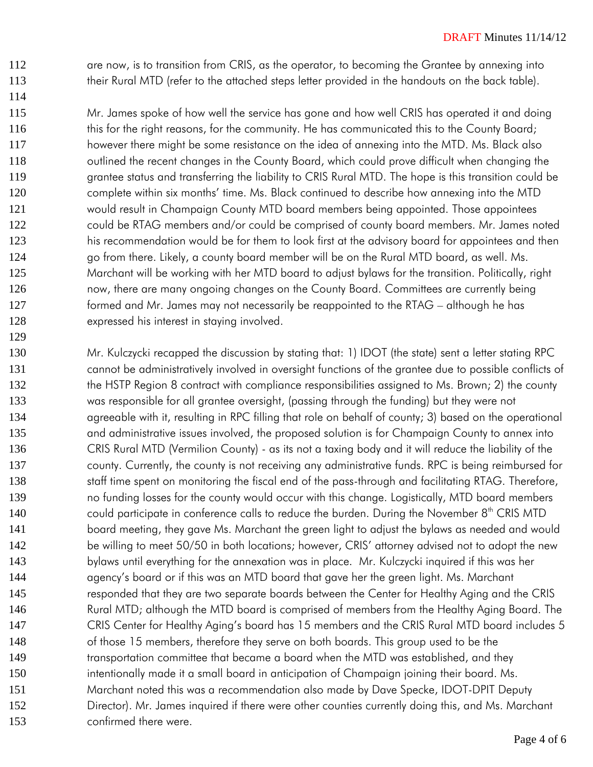are now, is to transition from CRIS, as the operator, to becoming the Grantee by annexing into their Rural MTD (refer to the attached steps letter provided in the handouts on the back table).

Mr. James spoke of how well the service has gone and how well CRIS has operated it and doing this for the right reasons, for the community. He has communicated this to the County Board; however there might be some resistance on the idea of annexing into the MTD. Ms. Black also outlined the recent changes in the County Board, which could prove difficult when changing the grantee status and transferring the liability to CRIS Rural MTD. The hope is this transition could be complete within six months' time. Ms. Black continued to describe how annexing into the MTD would result in Champaign County MTD board members being appointed. Those appointees could be RTAG members and/or could be comprised of county board members. Mr. James noted his recommendation would be for them to look first at the advisory board for appointees and then go from there. Likely, a county board member will be on the Rural MTD board, as well. Ms. Marchant will be working with her MTD board to adjust bylaws for the transition. Politically, right now, there are many ongoing changes on the County Board. Committees are currently being formed and Mr. James may not necessarily be reappointed to the RTAG – although he has expressed his interest in staying involved.

Mr. Kulczycki recapped the discussion by stating that: 1) IDOT (the state) sent a letter stating RPC cannot be administratively involved in oversight functions of the grantee due to possible conflicts of the HSTP Region 8 contract with compliance responsibilities assigned to Ms. Brown; 2) the county was responsible for all grantee oversight, (passing through the funding) but they were not agreeable with it, resulting in RPC filling that role on behalf of county; 3) based on the operational and administrative issues involved, the proposed solution is for Champaign County to annex into CRIS Rural MTD (Vermilion County) - as its not a taxing body and it will reduce the liability of the county. Currently, the county is not receiving any administrative funds. RPC is being reimbursed for staff time spent on monitoring the fiscal end of the pass-through and facilitating RTAG. Therefore, no funding losses for the county would occur with this change. Logistically, MTD board members could participate in conference calls to reduce the burden. During the November 8th CRIS MTD board meeting, they gave Ms. Marchant the green light to adjust the bylaws as needed and would be willing to meet 50/50 in both locations; however, CRIS' attorney advised not to adopt the new bylaws until everything for the annexation was in place. Mr. Kulczycki inquired if this was her agency's board or if this was an MTD board that gave her the green light. Ms. Marchant responded that they are two separate boards between the Center for Healthy Aging and the CRIS Rural MTD; although the MTD board is comprised of members from the Healthy Aging Board. The CRIS Center for Healthy Aging's board has 15 members and the CRIS Rural MTD board includes 5 of those 15 members, therefore they serve on both boards. This group used to be the transportation committee that became a board when the MTD was established, and they intentionally made it a small board in anticipation of Champaign joining their board. Ms. Marchant noted this was a recommendation also made by Dave Specke, IDOT-DPIT Deputy Director). Mr. James inquired if there were other counties currently doing this, and Ms. Marchant confirmed there were.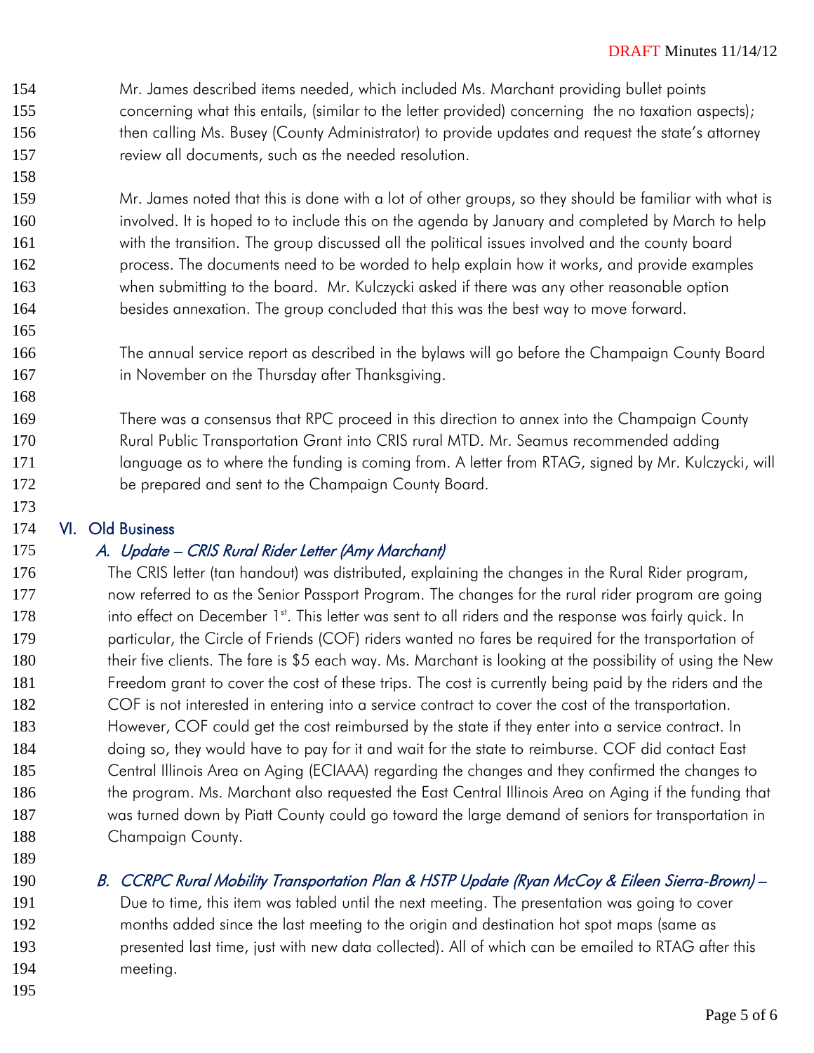Mr. James described items needed, which included Ms. Marchant providing bullet points concerning what this entails, (similar to the letter provided) concerning the no taxation aspects); then calling Ms. Busey (County Administrator) to provide updates and request the state's attorney review all documents, such as the needed resolution.

Mr. James noted that this is done with a lot of other groups, so they should be familiar with what is involved. It is hoped to to include this on the agenda by January and completed by March to help with the transition. The group discussed all the political issues involved and the county board process. The documents need to be worded to help explain how it works, and provide examples when submitting to the board. Mr. Kulczycki asked if there was any other reasonable option besides annexation. The group concluded that this was the best way to move forward.

The annual service report as described in the bylaws will go before the Champaign County Board in November on the Thursday after Thanksgiving.

There was a consensus that RPC proceed in this direction to annex into the Champaign County Rural Public Transportation Grant into CRIS rural MTD. Mr. Seamus recommended adding language as to where the funding is coming from. A letter from RTAG, signed by Mr. Kulczycki, will be prepared and sent to the Champaign County Board.

## VI. Old Business

### *A. Update – CRIS Rural Rider Letter (Amy Marchant)*

The CRIS letter (tan handout) was distributed, explaining the changes in the Rural Rider program, now referred to as the Senior Passport Program. The changes for the rural rider program are going into effect on December 1st. This letter was sent to all riders and the response was fairly quick. In particular, the Circle of Friends (COF) riders wanted no fares be required for the transportation of their five clients. The fare is $5 each way. Ms. Marchant is looking at the possibility of using the New Freedom grant to cover the cost of these trips. The cost is currently being paid by the riders and the COF is not interested in entering into a service contract to cover the cost of the transportation. However, COF could get the cost reimbursed by the state if they enter into a service contract. In doing so, they would have to pay for it and wait for the state to reimburse. COF did contact East Central Illinois Area on Aging (ECIAAA) regarding the changes and they confirmed the changes to the program. Ms. Marchant also requested the East Central Illinois Area on Aging if the funding that was turned down by Piatt County could go toward the large demand of seniors for transportation in Champaign County.

### *B. CCRPC Rural Mobility Transportation Plan & HSTP Update (Ryan McCoy & Eileen Sierra-Brown) –*

Due to time, this item was tabled until the next meeting. The presentation was going to cover months added since the last meeting to the origin and destination hot spot maps (same as presented last time, just with new data collected). All of which can be emailed to RTAG after this meeting.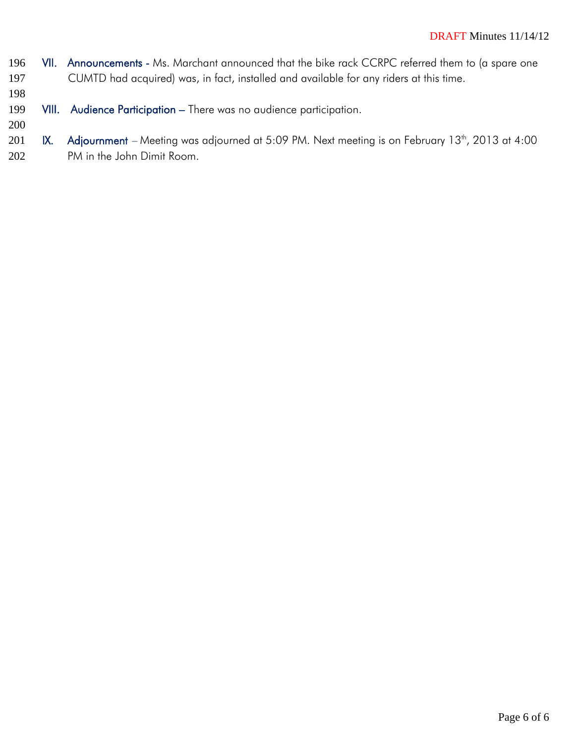**VII. Announcements -** Ms. Marchant announced that the bike rack CCRPC referred them to (a spare one CUMTD had acquired) was, in fact, installed and available for any riders at this time.

**VIII. Audience Participation –** There was no audience participation.

**IX. Adjournment –** Meeting was adjourned at 5:09 PM. Next meeting is on February 13th, 2013 at 4:00 PM in the John Dimit Room.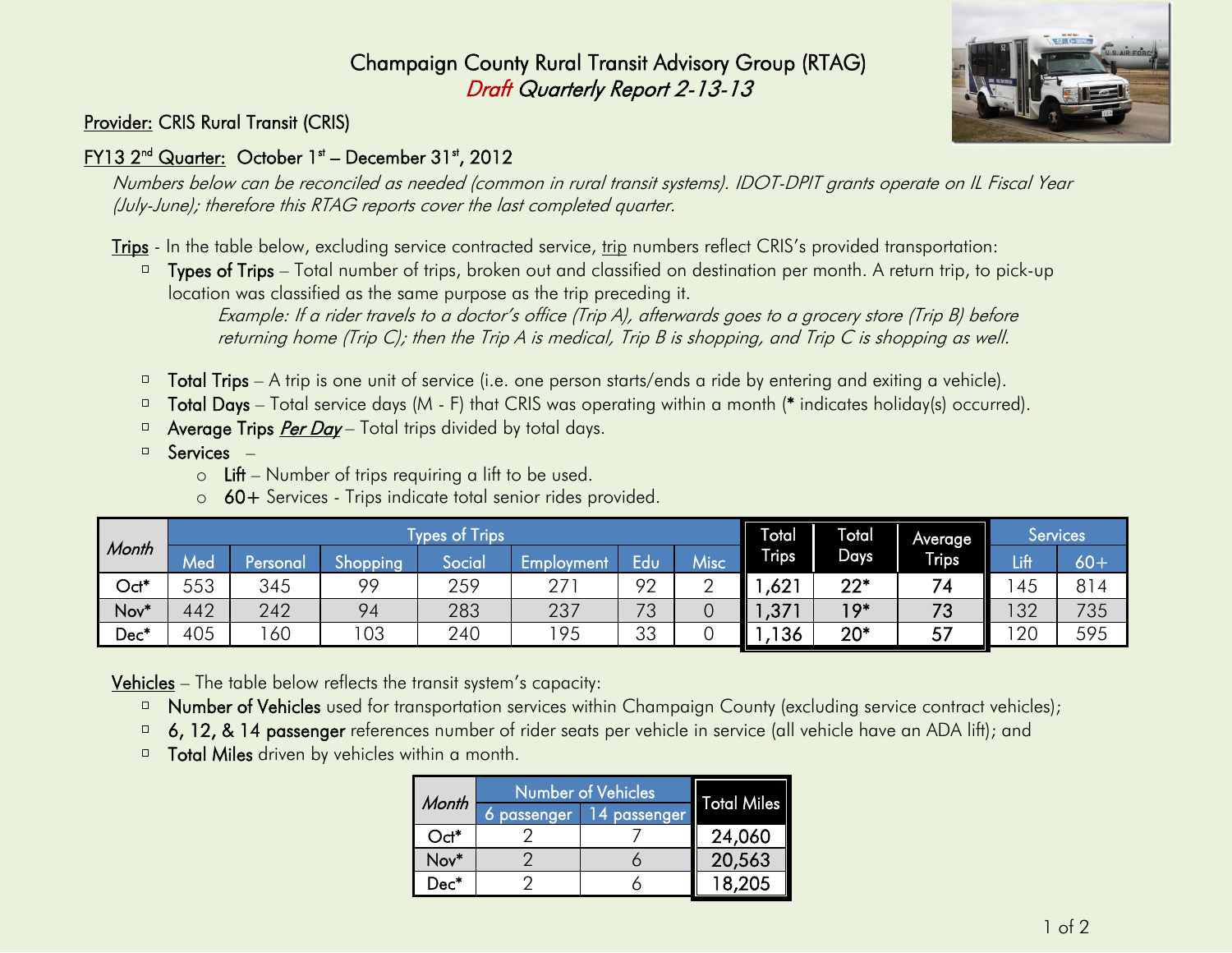# Champaign County Rural Transit Advisory Group (RTAG)
## *Draft Quarterly Report 2-13-13*

Provider: CRIS Rural Transit (CRIS)

FY13 2nd Quarter: October 1st – December 31st, 2012

*Numbers below can be reconciled as needed (common in rural transit systems). IDOT-DPIT grants operate on IL Fiscal Year (July-June); therefore this RTAG reports cover the last completed quarter.*

Trips - In the table below, excluding service contracted service, trip numbers reflect CRIS's provided transportation:

- **Types of Trips** – Total number of trips, broken out and classified on destination per month. A return trip, to pick-up location was classified as the same purpose as the trip preceding it.
  *Example: If a rider travels to a doctor's office (Trip A), afterwards goes to a grocery store (Trip B) before returning home (Trip C); then the Trip A is medical, Trip B is shopping, and Trip C is shopping as well.*
- **Total Trips** – A trip is one unit of service (i.e. one person starts/ends a ride by entering and exiting a vehicle).
- **Total Days** – Total service days (M - F) that CRIS was operating within a month (* indicates holiday(s) occurred).
- **Average Trips *Per Day*** – Total trips divided by total days.
- **Services** –
  - **Lift** – Number of trips requiring a lift to be used.
  - **60+** Services - Trips indicate total senior rides provided.

| Month | Types of Trips | | | | | | | Total Trips | Total Days | Average Trips | Services | |
|---|---|---|---|---|---|---|---|---|---|---|---|---|
| | Med | Personal | Shopping | Social | Employment | Edu | Misc | | | | Lift | 60+ |
| Oct* | 553 | 345 | 99 | 259 | 271 | 92 | 2 | 1,621 | 22* | 74 | 145 | 814 |
| Nov* | 442 | 242 | 94 | 283 | 237 | 73 | 0 | 1,371 | 19* | 73 | 132 | 735 |
| Dec* | 405 | 160 | 103 | 240 | 195 | 33 | 0 | 1,136 | 20* | 57 | 120 | 595 |

Vehicles – The table below reflects the transit system's capacity:

- **Number of Vehicles** used for transportation services within Champaign County (excluding service contract vehicles);
- **6, 12, & 14 passenger** references number of rider seats per vehicle in service (all vehicle have an ADA lift); and
- **Total Miles** driven by vehicles within a month.

| Month | Number of Vehicles | | Total Miles |
|---|---|---|---|
| | 6 passenger | 14 passenger | |
| Oct* | 2 | 7 | 24,060 |
| Nov* | 2 | 6 | 20,563 |
| Dec* | 2 | 6 | 18,205 |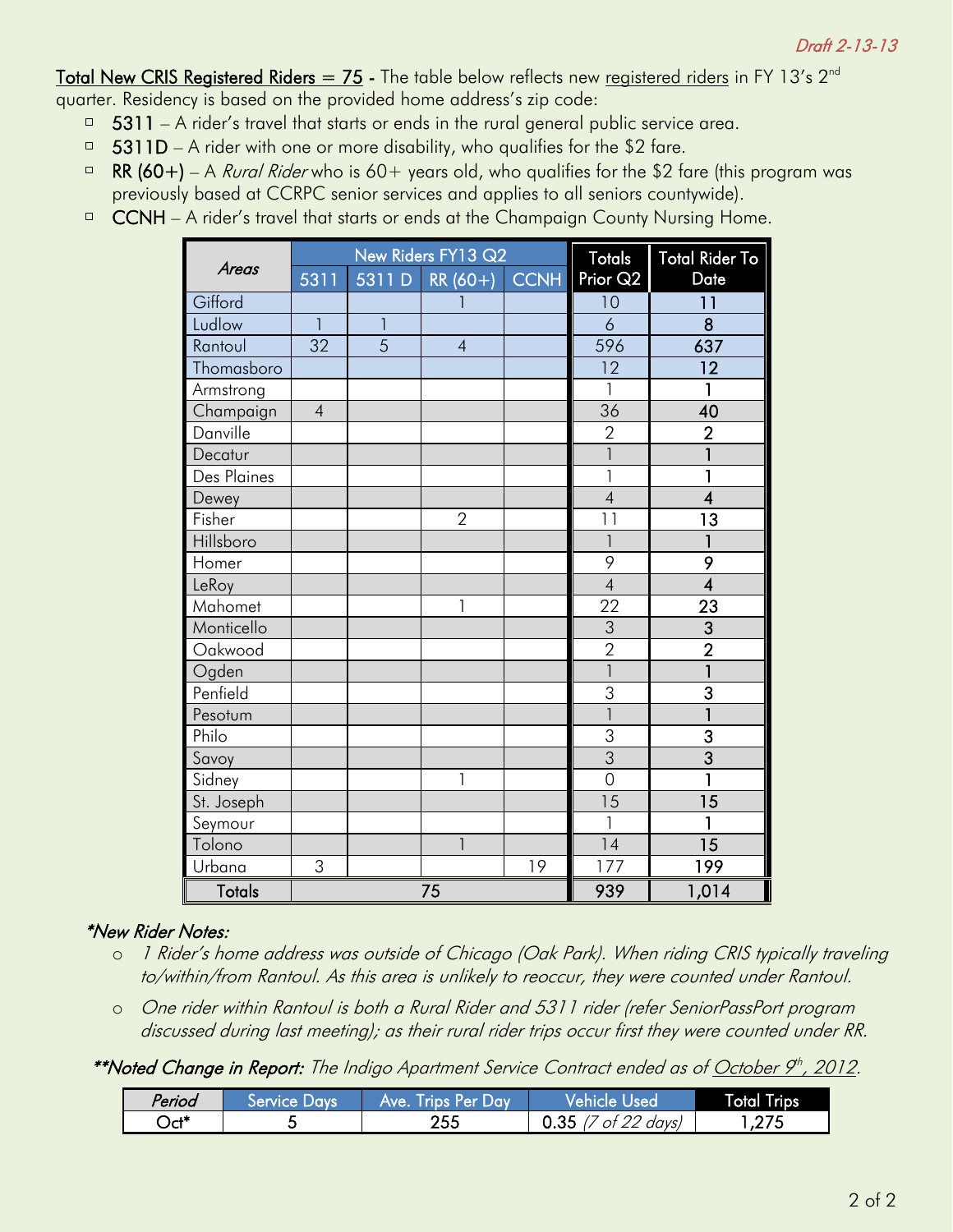*Draft 2-13-13*

<u>**Total New CRIS Registered Riders = 75**</u> **-** The table below reflects new <u>registered riders</u> in FY 13's 2nd quarter. Residency is based on the provided home address's zip code:

- **5311** – A rider's travel that starts or ends in the rural general public service area.
- **5311D** – A rider with one or more disability, who qualifies for the $2 fare.
- **RR (60+)** – A *Rural Rider* who is 60+ years old, who qualifies for the $2 fare (this program was previously based at CCRPC senior services and applies to all seniors countywide).
- **CCNH** – A rider's travel that starts or ends at the Champaign County Nursing Home.

| *Areas* | New Riders FY13 Q2 | | | | Totals Prior Q2 | Total Rider To Date |
|---|---|---|---|---|---|---|
| | 5311 | 5311 D | RR (60+) | CCNH | | |
| Gifford | | | 1 | | 10 | **11** |
| Ludlow | 1 | 1 | | | 6 | **8** |
| Rantoul | 32 | 5 | 4 | | 596 | **637** |
| Thomasboro | | | | | 12 | **12** |
| Armstrong | | | | | 1 | **1** |
| Champaign | 4 | | | | 36 | **40** |
| Danville | | | | | 2 | **2** |
| Decatur | | | | | 1 | **1** |
| Des Plaines | | | | | 1 | **1** |
| Dewey | | | | | 4 | **4** |
| Fisher | | | 2 | | 11 | **13** |
| Hillsboro | | | | | 1 | **1** |
| Homer | | | | | 9 | **9** |
| LeRoy | | | | | 4 | **4** |
| Mahomet | | | 1 | | 22 | **23** |
| Monticello | | | | | 3 | **3** |
| Oakwood | | | | | 2 | **2** |
| Ogden | | | | | 1 | **1** |
| Penfield | | | | | 3 | **3** |
| Pesotum | | | | | 1 | **1** |
| Philo | | | | | 3 | **3** |
| Savoy | | | | | 3 | **3** |
| Sidney | | | 1 | | 0 | **1** |
| St. Joseph | | | | | 15 | **15** |
| Seymour | | | | | 1 | **1** |
| Tolono | | | 1 | | 14 | **15** |
| Urbana | 3 | | | 19 | 177 | **199** |
| **Totals** | 75 | | | | **939** | **1,014** |

***New Rider Notes:***

- *1 Rider's home address was outside of Chicago (Oak Park). When riding CRIS typically traveling to/within/from Rantoul. As this area is unlikely to reoccur, they were counted under Rantoul.*
- *One rider within Rantoul is both a Rural Rider and 5311 rider (refer SeniorPassPort program discussed during last meeting); as their rural rider trips occur first they were counted under RR.*

***\*\*Noted Change in Report:** The Indigo Apartment Service Contract ended as of <u>October 9th, 2012</u>.*

| *Period* | Service Days | Ave. Trips Per Day | Vehicle Used | Total Trips |
|---|---|---|---|---|
| Oct* | 5 | 255 | **0.35** *(7 of 22 days)* | 1,275 |